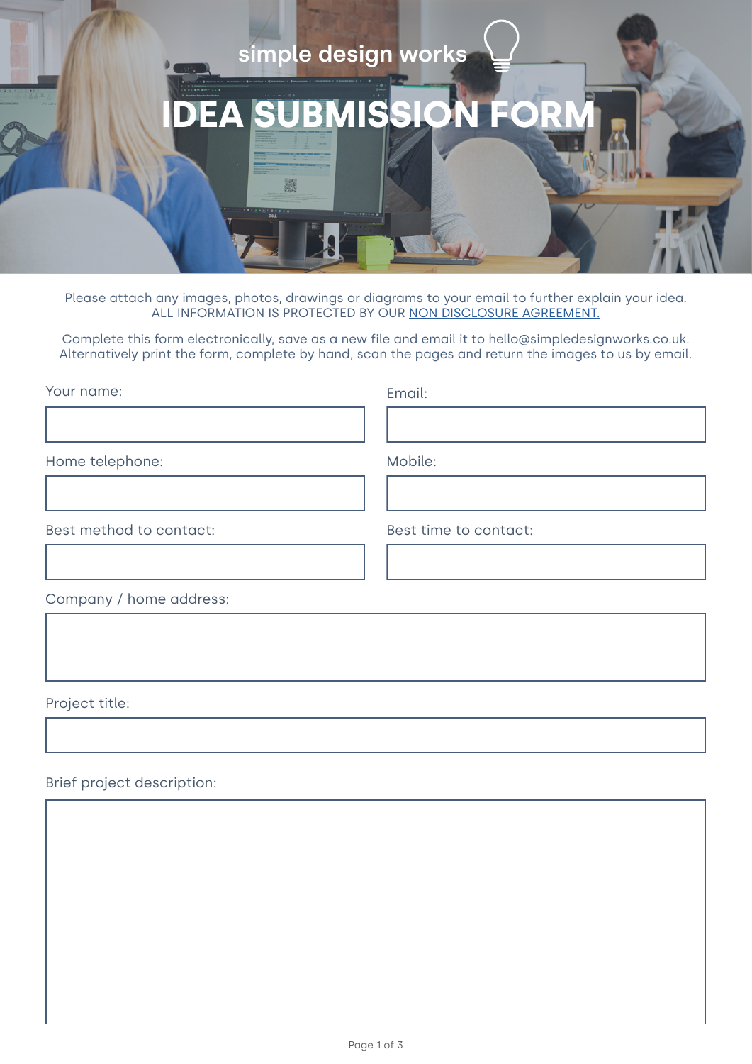simple design works

# IDEA SUBMISSION FORM

Please attach any images, photos, drawings or diagrams to your email to further explain your idea.
ALL INFORMATION IS PROTECTED BY OUR NON DISCLOSURE AGREEMENT.

Complete this form electronically, save as a new file and email it to hello@simpledesignworks.co.uk.
Alternatively print the form, complete by hand, scan the pages and return the images to us by email.

Your name:

Email:

Home telephone:

Mobile:

Best method to contact:

Best time to contact:

Company / home address:

Project title:

Brief project description: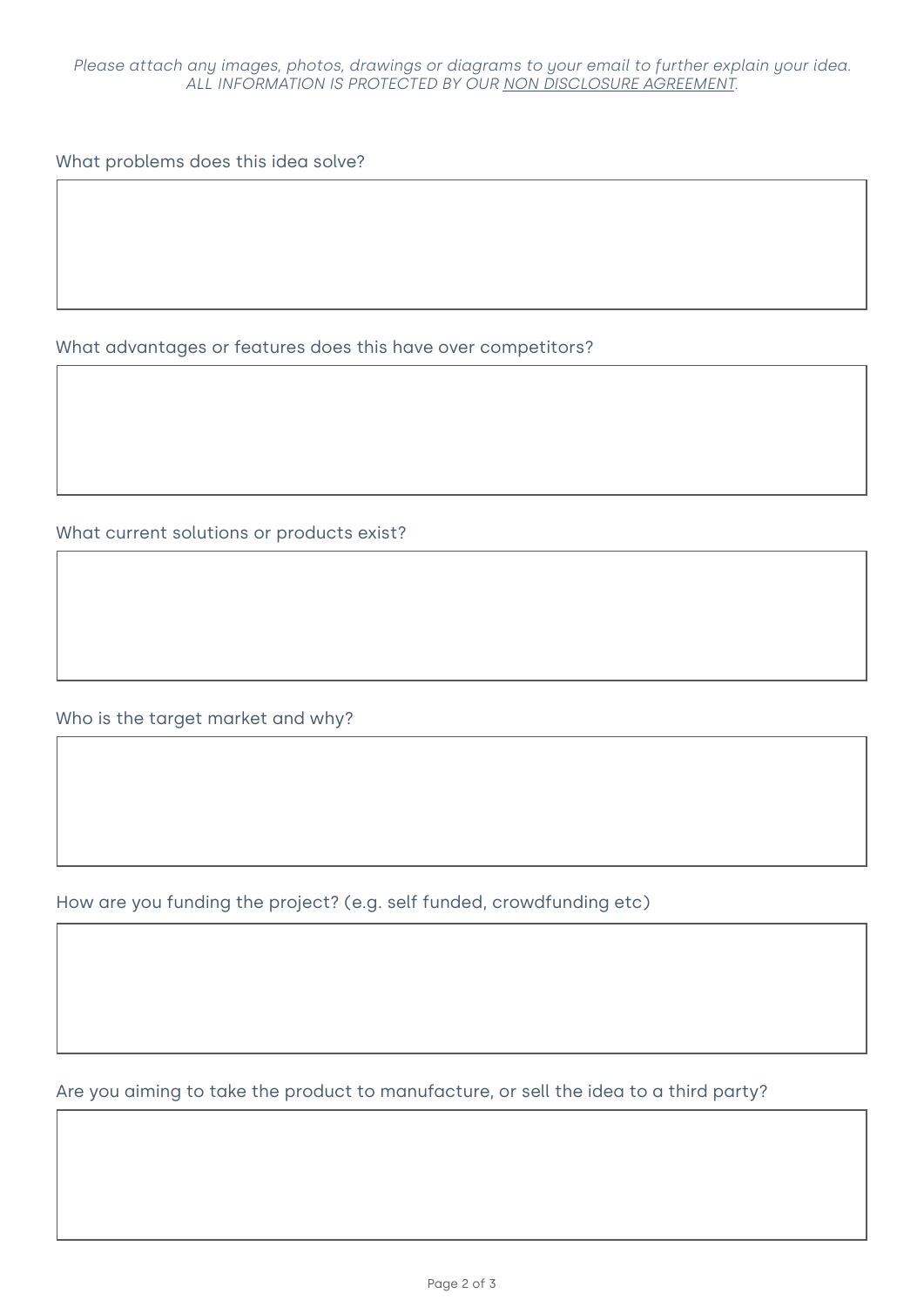*Please attach any images, photos, drawings or diagrams to your email to further explain your idea.*
*ALL INFORMATION IS PROTECTED BY OUR NON DISCLOSURE AGREEMENT.*

What problems does this idea solve?

What advantages or features does this have over competitors?

What current solutions or products exist?

Who is the target market and why?

How are you funding the project? (e.g. self funded, crowdfunding etc)

Are you aiming to take the product to manufacture, or sell the idea to a third party?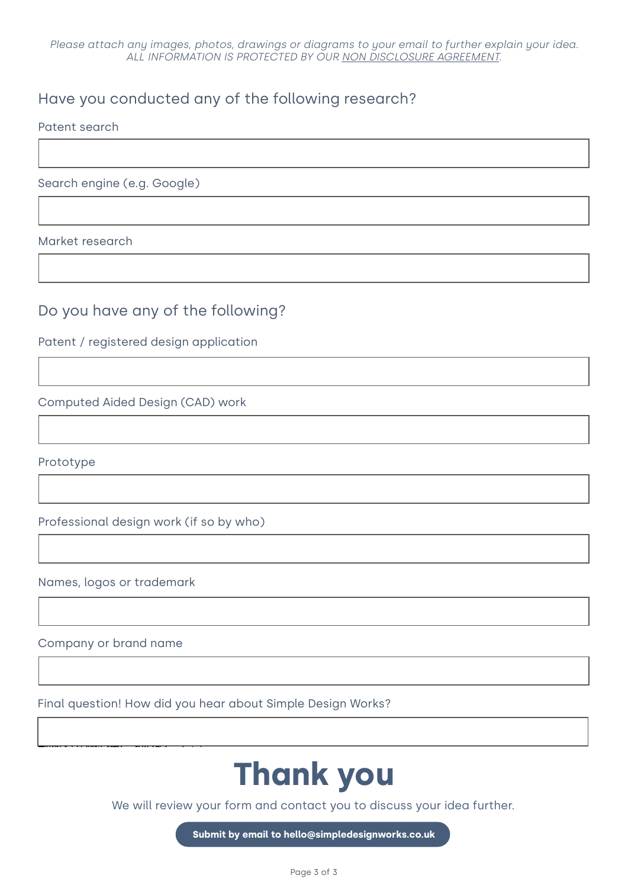*Please attach any images, photos, drawings or diagrams to your email to further explain your idea.*
*ALL INFORMATION IS PROTECTED BY OUR NON DISCLOSURE AGREEMENT.*

## Have you conducted any of the following research?

Patent search

Search engine (e.g. Google)

Market research

## Do you have any of the following?

Patent / registered design application

Computed Aided Design (CAD) work

Prototype

Professional design work (if so by who)

Names, logos or trademark

Company or brand name

Final question! How did you hear about Simple Design Works?

# Thank you

We will review your form and contact you to discuss your idea further.

**Submit by email to hello@simpledesignworks.co.uk**